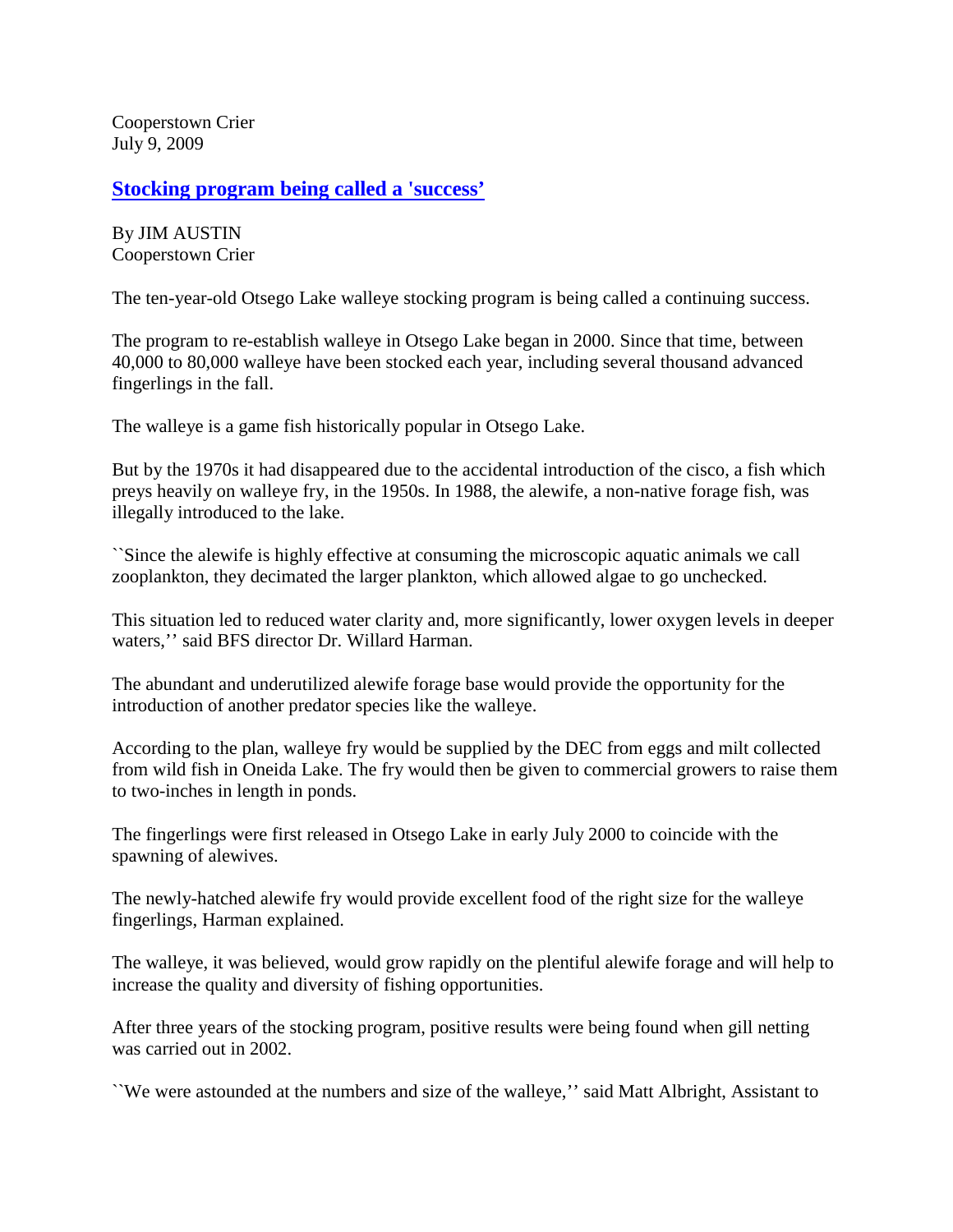Cooperstown Crier
July 9, 2009

## [Stocking program being called a 'success’]()

By JIM AUSTIN
Cooperstown Crier

The ten-year-old Otsego Lake walleye stocking program is being called a continuing success.

The program to re-establish walleye in Otsego Lake began in 2000. Since that time, between 40,000 to 80,000 walleye have been stocked each year, including several thousand advanced fingerlings in the fall.

The walleye is a game fish historically popular in Otsego Lake.

But by the 1970s it had disappeared due to the accidental introduction of the cisco, a fish which preys heavily on walleye fry, in the 1950s. In 1988, the alewife, a non-native forage fish, was illegally introduced to the lake.

``Since the alewife is highly effective at consuming the microscopic aquatic animals we call zooplankton, they decimated the larger plankton, which allowed algae to go unchecked.

This situation led to reduced water clarity and, more significantly, lower oxygen levels in deeper waters,'' said BFS director Dr. Willard Harman.

The abundant and underutilized alewife forage base would provide the opportunity for the introduction of another predator species like the walleye.

According to the plan, walleye fry would be supplied by the DEC from eggs and milt collected from wild fish in Oneida Lake. The fry would then be given to commercial growers to raise them to two-inches in length in ponds.

The fingerlings were first released in Otsego Lake in early July 2000 to coincide with the spawning of alewives.

The newly-hatched alewife fry would provide excellent food of the right size for the walleye fingerlings, Harman explained.

The walleye, it was believed, would grow rapidly on the plentiful alewife forage and will help to increase the quality and diversity of fishing opportunities.

After three years of the stocking program, positive results were being found when gill netting was carried out in 2002.

``We were astounded at the numbers and size of the walleye,'' said Matt Albright, Assistant to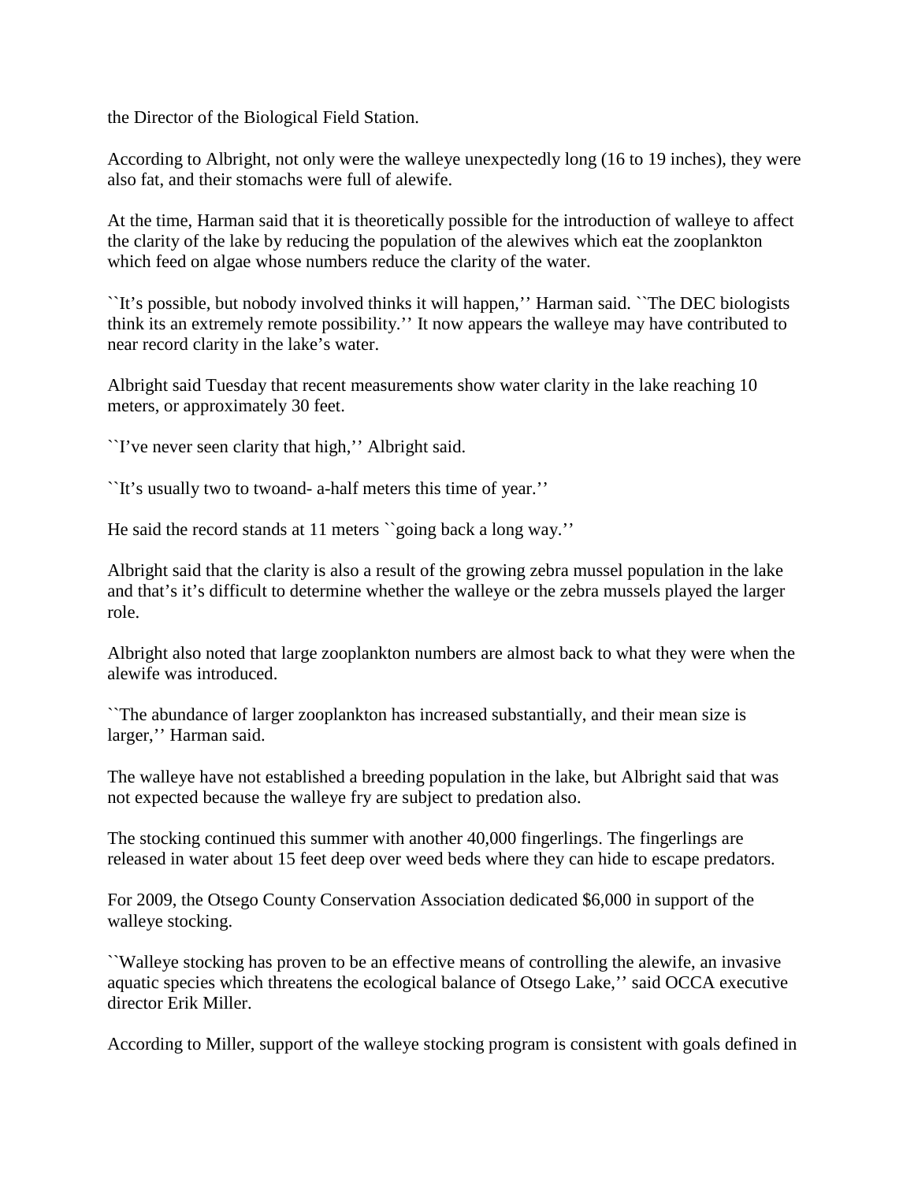the Director of the Biological Field Station.

According to Albright, not only were the walleye unexpectedly long (16 to 19 inches), they were also fat, and their stomachs were full of alewife.

At the time, Harman said that it is theoretically possible for the introduction of walleye to affect the clarity of the lake by reducing the population of the alewives which eat the zooplankton which feed on algae whose numbers reduce the clarity of the water.

``It's possible, but nobody involved thinks it will happen,'' Harman said. ``The DEC biologists think its an extremely remote possibility.'' It now appears the walleye may have contributed to near record clarity in the lake's water.

Albright said Tuesday that recent measurements show water clarity in the lake reaching 10 meters, or approximately 30 feet.

``I've never seen clarity that high,'' Albright said.

``It's usually two to twoand- a-half meters this time of year.''

He said the record stands at 11 meters ``going back a long way.''

Albright said that the clarity is also a result of the growing zebra mussel population in the lake and that's it's difficult to determine whether the walleye or the zebra mussels played the larger role.

Albright also noted that large zooplankton numbers are almost back to what they were when the alewife was introduced.

``The abundance of larger zooplankton has increased substantially, and their mean size is larger,'' Harman said.

The walleye have not established a breeding population in the lake, but Albright said that was not expected because the walleye fry are subject to predation also.

The stocking continued this summer with another 40,000 fingerlings. The fingerlings are released in water about 15 feet deep over weed beds where they can hide to escape predators.

For 2009, the Otsego County Conservation Association dedicated $6,000 in support of the walleye stocking.

``Walleye stocking has proven to be an effective means of controlling the alewife, an invasive aquatic species which threatens the ecological balance of Otsego Lake,'' said OCCA executive director Erik Miller.

According to Miller, support of the walleye stocking program is consistent with goals defined in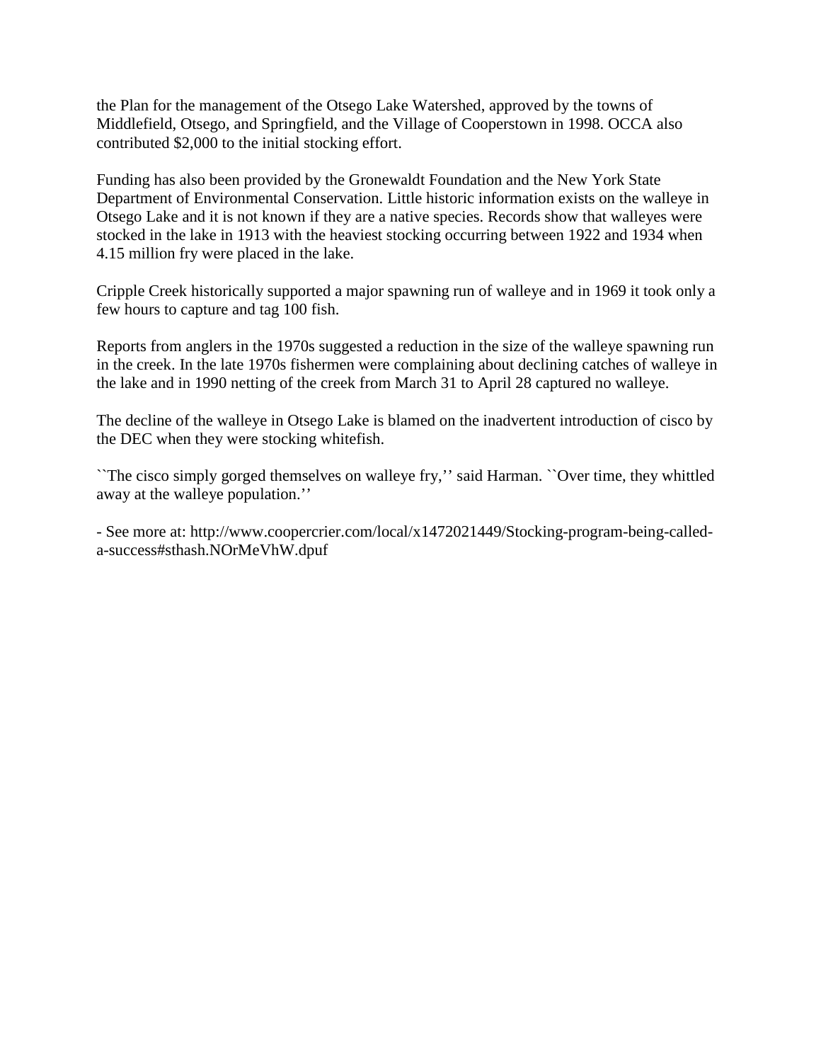the Plan for the management of the Otsego Lake Watershed, approved by the towns of Middlefield, Otsego, and Springfield, and the Village of Cooperstown in 1998. OCCA also contributed $2,000 to the initial stocking effort.

Funding has also been provided by the Gronewaldt Foundation and the New York State Department of Environmental Conservation. Little historic information exists on the walleye in Otsego Lake and it is not known if they are a native species. Records show that walleyes were stocked in the lake in 1913 with the heaviest stocking occurring between 1922 and 1934 when 4.15 million fry were placed in the lake.

Cripple Creek historically supported a major spawning run of walleye and in 1969 it took only a few hours to capture and tag 100 fish.

Reports from anglers in the 1970s suggested a reduction in the size of the walleye spawning run in the creek. In the late 1970s fishermen were complaining about declining catches of walleye in the lake and in 1990 netting of the creek from March 31 to April 28 captured no walleye.

The decline of the walleye in Otsego Lake is blamed on the inadvertent introduction of cisco by the DEC when they were stocking whitefish.

``The cisco simply gorged themselves on walleye fry,'' said Harman. ``Over time, they whittled away at the walleye population.''

- See more at: http://www.coopercrier.com/local/x1472021449/Stocking-program-being-called-a-success#sthash.NOrMeVhW.dpuf